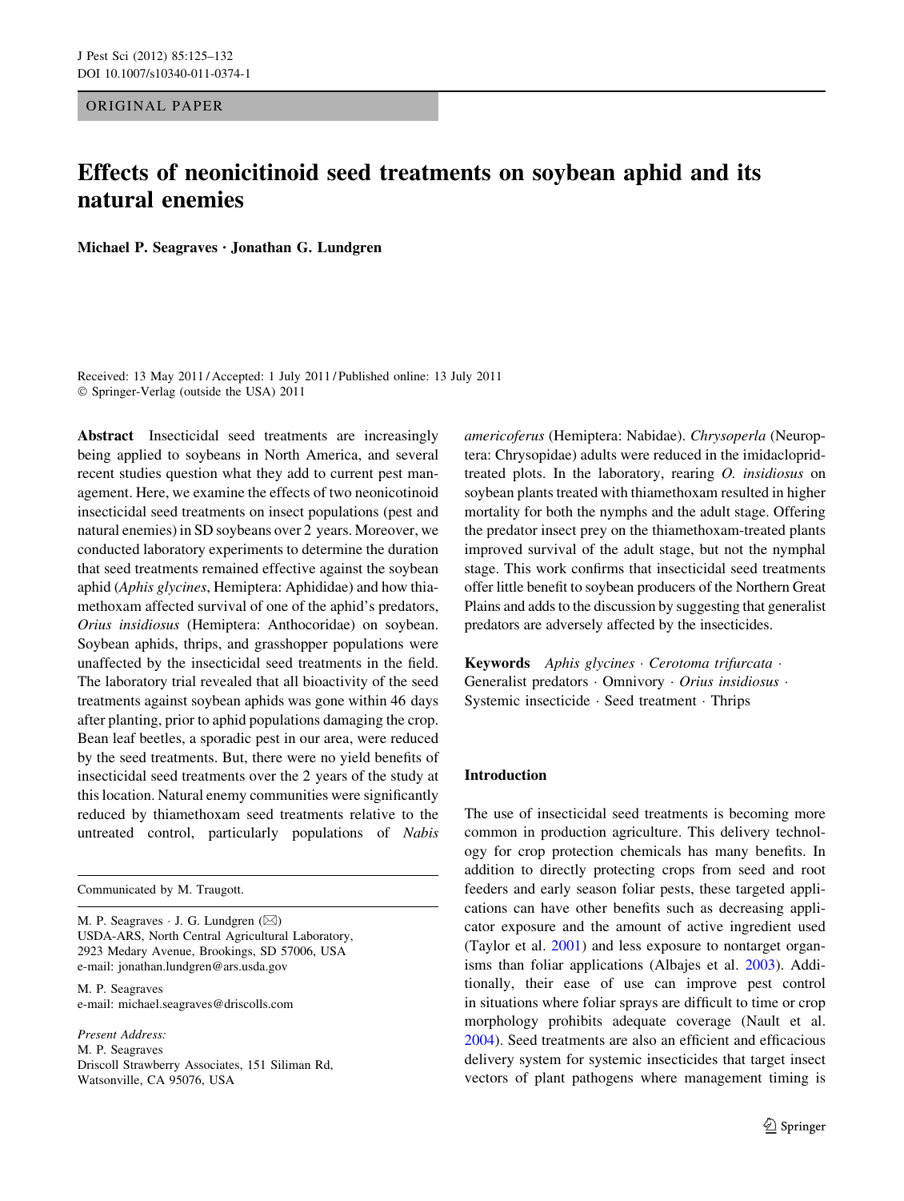ORIGINAL PAPER

# Effects of neonicitinoid seed treatments on soybean aphid and its natural enemies

**Michael P. Seagraves · Jonathan G. Lundgren**

Received: 13 May 2011 / Accepted: 1 July 2011 / Published online: 13 July 2011
© Springer-Verlag (outside the USA) 2011

**Abstract** Insecticidal seed treatments are increasingly being applied to soybeans in North America, and several recent studies question what they add to current pest management. Here, we examine the effects of two neonicotinoid insecticidal seed treatments on insect populations (pest and natural enemies) in SD soybeans over 2 years. Moreover, we conducted laboratory experiments to determine the duration that seed treatments remained effective against the soybean aphid (*Aphis glycines*, Hemiptera: Aphididae) and how thiamethoxam affected survival of one of the aphid's predators, *Orius insidiosus* (Hemiptera: Anthocoridae) on soybean. Soybean aphids, thrips, and grasshopper populations were unaffected by the insecticidal seed treatments in the field. The laboratory trial revealed that all bioactivity of the seed treatments against soybean aphids was gone within 46 days after planting, prior to aphid populations damaging the crop. Bean leaf beetles, a sporadic pest in our area, were reduced by the seed treatments. But, there were no yield benefits of insecticidal seed treatments over the 2 years of the study at this location. Natural enemy communities were significantly reduced by thiamethoxam seed treatments relative to the untreated control, particularly populations of *Nabis americoferus* (Hemiptera: Nabidae). *Chrysoperla* (Neuroptera: Chrysopidae) adults were reduced in the imidacloprid-treated plots. In the laboratory, rearing *O. insidiosus* on soybean plants treated with thiamethoxam resulted in higher mortality for both the nymphs and the adult stage. Offering the predator insect prey on the thiamethoxam-treated plants improved survival of the adult stage, but not the nymphal stage. This work confirms that insecticidal seed treatments offer little benefit to soybean producers of the Northern Great Plains and adds to the discussion by suggesting that generalist predators are adversely affected by the insecticides.

**Keywords** *Aphis glycines* · *Cerotoma trifurcata* · Generalist predators · Omnivory · *Orius insidiosus* · Systemic insecticide · Seed treatment · Thrips

Communicated by M. Traugott.

M. P. Seagraves · J. G. Lundgren (✉)
USDA-ARS, North Central Agricultural Laboratory, 2923 Medary Avenue, Brookings, SD 57006, USA
e-mail: jonathan.lundgren@ars.usda.gov

M. P. Seagraves
e-mail: michael.seagraves@driscolls.com

*Present Address:*
M. P. Seagraves
Driscoll Strawberry Associates, 151 Siliman Rd, Watsonville, CA 95076, USA

## Introduction

The use of insecticidal seed treatments is becoming more common in production agriculture. This delivery technology for crop protection chemicals has many benefits. In addition to directly protecting crops from seed and root feeders and early season foliar pests, these targeted applications can have other benefits such as decreasing applicator exposure and the amount of active ingredient used (Taylor et al. 2001) and less exposure to nontarget organisms than foliar applications (Albajes et al. 2003). Additionally, their ease of use can improve pest control in situations where foliar sprays are difficult to time or crop morphology prohibits adequate coverage (Nault et al. 2004). Seed treatments are also an efficient and efficacious delivery system for systemic insecticides that target insect vectors of plant pathogens where management timing is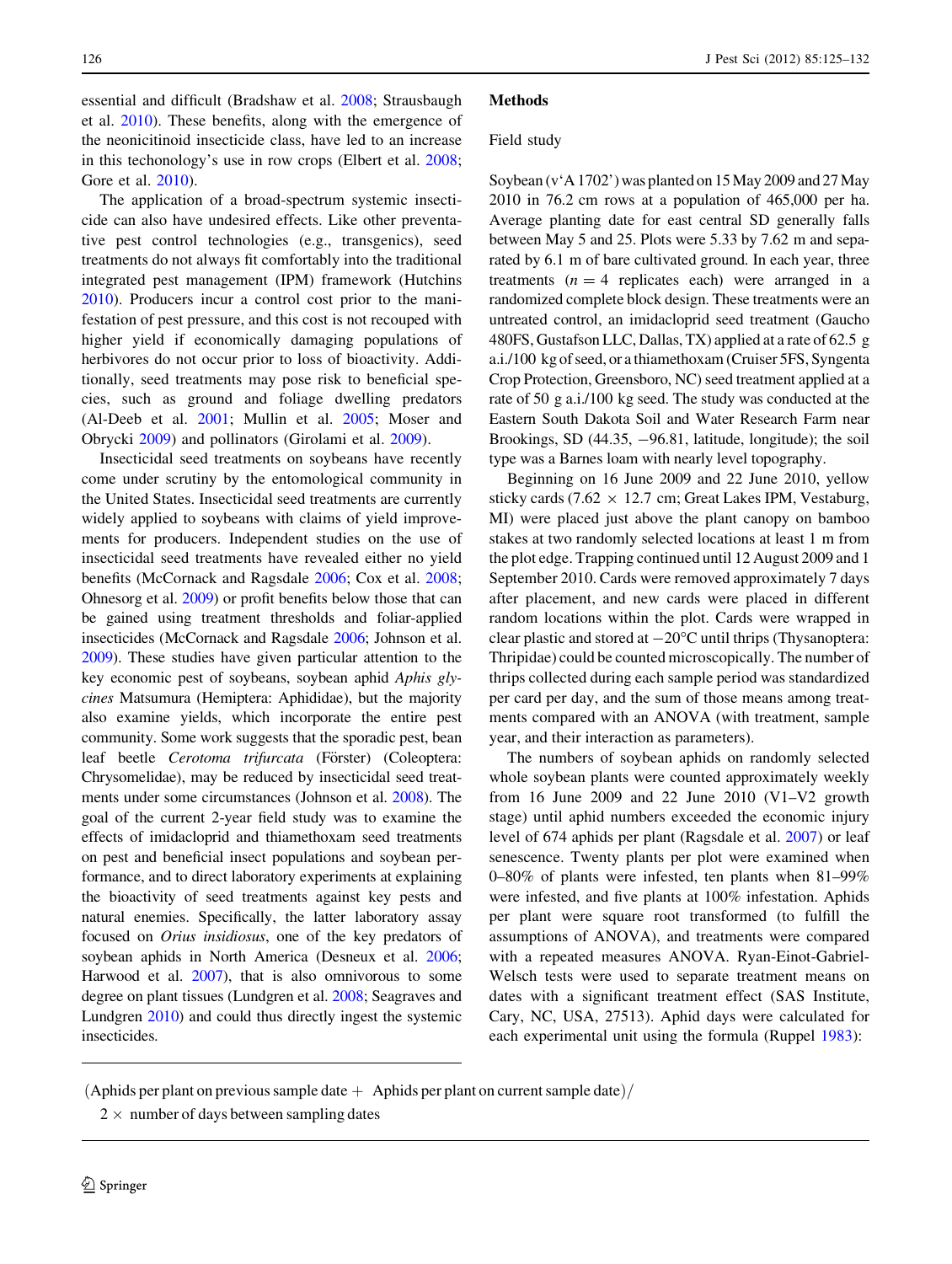essential and difficult (Bradshaw et al. 2008; Strausbaugh et al. 2010). These benefits, along with the emergence of the neonicitinoid insecticide class, have led to an increase in this techonology's use in row crops (Elbert et al. 2008; Gore et al. 2010).

The application of a broad-spectrum systemic insecticide can also have undesired effects. Like other preventative pest control technologies (e.g., transgenics), seed treatments do not always fit comfortably into the traditional integrated pest management (IPM) framework (Hutchins 2010). Producers incur a control cost prior to the manifestation of pest pressure, and this cost is not recouped with higher yield if economically damaging populations of herbivores do not occur prior to loss of bioactivity. Additionally, seed treatments may pose risk to beneficial species, such as ground and foliage dwelling predators (Al-Deeb et al. 2001; Mullin et al. 2005; Moser and Obrycki 2009) and pollinators (Girolami et al. 2009).

Insecticidal seed treatments on soybeans have recently come under scrutiny by the entomological community in the United States. Insecticidal seed treatments are currently widely applied to soybeans with claims of yield improvements for producers. Independent studies on the use of insecticidal seed treatments have revealed either no yield benefits (McCornack and Ragsdale 2006; Cox et al. 2008; Ohnesorg et al. 2009) or profit benefits below those that can be gained using treatment thresholds and foliar-applied insecticides (McCornack and Ragsdale 2006; Johnson et al. 2009). These studies have given particular attention to the key economic pest of soybeans, soybean aphid *Aphis glycines* Matsumura (Hemiptera: Aphididae), but the majority also examine yields, which incorporate the entire pest community. Some work suggests that the sporadic pest, bean leaf beetle *Cerotoma trifurcata* (Förster) (Coleoptera: Chrysomelidae), may be reduced by insecticidal seed treatments under some circumstances (Johnson et al. 2008). The goal of the current 2-year field study was to examine the effects of imidacloprid and thiamethoxam seed treatments on pest and beneficial insect populations and soybean performance, and to direct laboratory experiments at explaining the bioactivity of seed treatments against key pests and natural enemies. Specifically, the latter laboratory assay focused on *Orius insidiosus*, one of the key predators of soybean aphids in North America (Desneux et al. 2006; Harwood et al. 2007), that is also omnivorous to some degree on plant tissues (Lundgren et al. 2008; Seagraves and Lundgren 2010) and could thus directly ingest the systemic insecticides.

## Methods

### Field study

Soybean (v'A 1702') was planted on 15 May 2009 and 27 May 2010 in 76.2 cm rows at a population of 465,000 per ha. Average planting date for east central SD generally falls between May 5 and 25. Plots were 5.33 by 7.62 m and separated by 6.1 m of bare cultivated ground. In each year, three treatments ($n = 4$ replicates each) were arranged in a randomized complete block design. These treatments were an untreated control, an imidacloprid seed treatment (Gaucho 480FS, Gustafson LLC, Dallas, TX) applied at a rate of 62.5 g a.i./100 kg of seed, or a thiamethoxam (Cruiser 5FS, Syngenta Crop Protection, Greensboro, NC) seed treatment applied at a rate of 50 g a.i./100 kg seed. The study was conducted at the Eastern South Dakota Soil and Water Research Farm near Brookings, SD (44.35, −96.81, latitude, longitude); the soil type was a Barnes loam with nearly level topography.

Beginning on 16 June 2009 and 22 June 2010, yellow sticky cards (7.62 × 12.7 cm; Great Lakes IPM, Vestaburg, MI) were placed just above the plant canopy on bamboo stakes at two randomly selected locations at least 1 m from the plot edge. Trapping continued until 12 August 2009 and 1 September 2010. Cards were removed approximately 7 days after placement, and new cards were placed in different random locations within the plot. Cards were wrapped in clear plastic and stored at −20°C until thrips (Thysanoptera: Thripidae) could be counted microscopically. The number of thrips collected during each sample period was standardized per card per day, and the sum of those means among treatments compared with an ANOVA (with treatment, sample year, and their interaction as parameters).

The numbers of soybean aphids on randomly selected whole soybean plants were counted approximately weekly from 16 June 2009 and 22 June 2010 (V1–V2 growth stage) until aphid numbers exceeded the economic injury level of 674 aphids per plant (Ragsdale et al. 2007) or leaf senescence. Twenty plants per plot were examined when 0–80% of plants were infested, ten plants when 81–99% were infested, and five plants at 100% infestation. Aphids per plant were square root transformed (to fulfill the assumptions of ANOVA), and treatments were compared with a repeated measures ANOVA. Ryan-Einot-Gabriel-Welsch tests were used to separate treatment means on dates with a significant treatment effect (SAS Institute, Cary, NC, USA, 27513). Aphid days were calculated for each experimental unit using the formula (Ruppel 1983):

(Aphids per plant on previous sample date + Aphids per plant on current sample date)/ 2 × number of days between sampling dates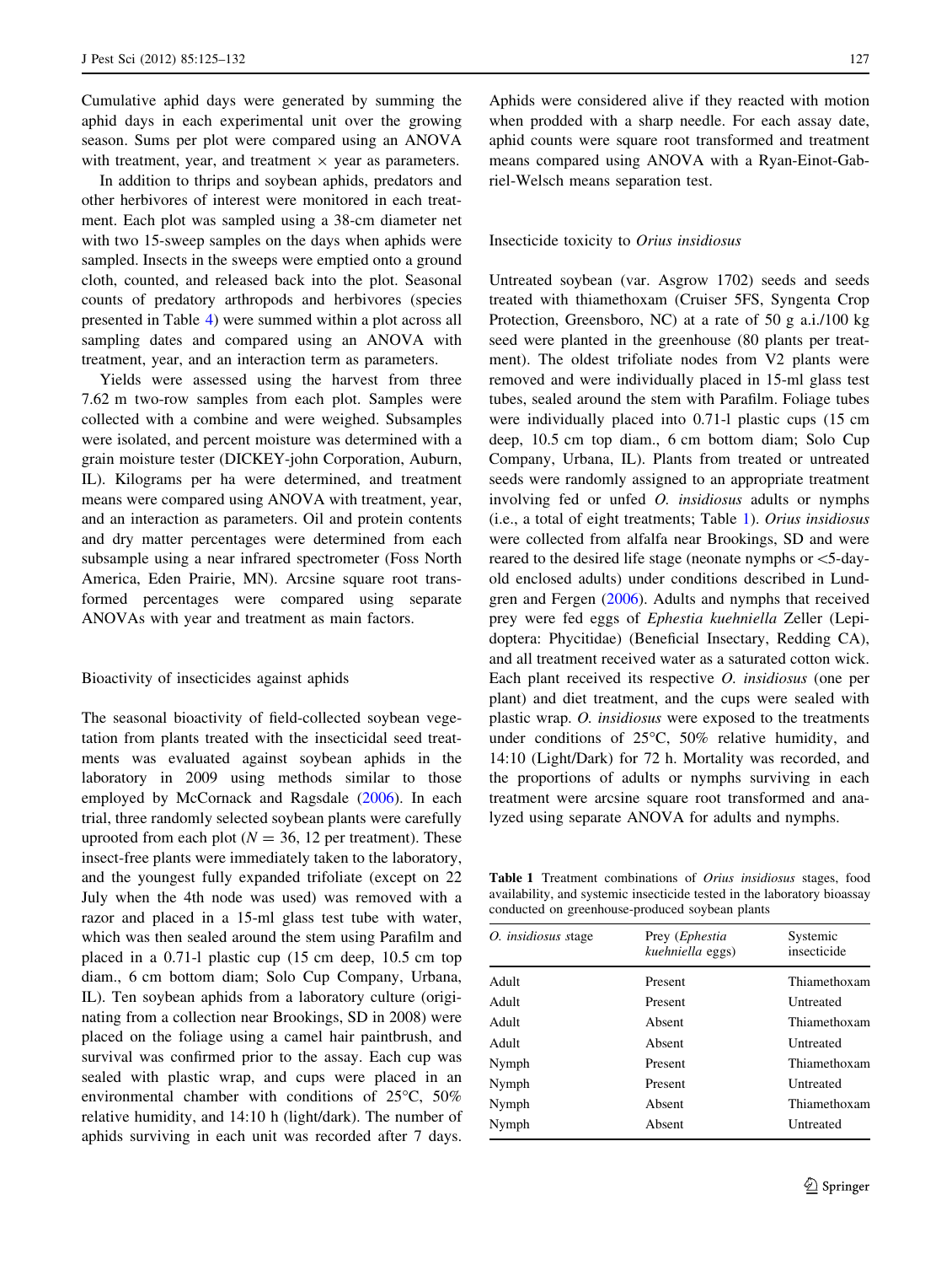Cumulative aphid days were generated by summing the aphid days in each experimental unit over the growing season. Sums per plot were compared using an ANOVA with treatment, year, and treatment × year as parameters.

In addition to thrips and soybean aphids, predators and other herbivores of interest were monitored in each treatment. Each plot was sampled using a 38-cm diameter net with two 15-sweep samples on the days when aphids were sampled. Insects in the sweeps were emptied onto a ground cloth, counted, and released back into the plot. Seasonal counts of predatory arthropods and herbivores (species presented in Table 4) were summed within a plot across all sampling dates and compared using an ANOVA with treatment, year, and an interaction term as parameters.

Yields were assessed using the harvest from three 7.62 m two-row samples from each plot. Samples were collected with a combine and were weighed. Subsamples were isolated, and percent moisture was determined with a grain moisture tester (DICKEY-john Corporation, Auburn, IL). Kilograms per ha were determined, and treatment means were compared using ANOVA with treatment, year, and an interaction as parameters. Oil and protein contents and dry matter percentages were determined from each subsample using a near infrared spectrometer (Foss North America, Eden Prairie, MN). Arcsine square root transformed percentages were compared using separate ANOVAs with year and treatment as main factors.

### Bioactivity of insecticides against aphids

The seasonal bioactivity of field-collected soybean vegetation from plants treated with the insecticidal seed treatments was evaluated against soybean aphids in the laboratory in 2009 using methods similar to those employed by McCornack and Ragsdale (2006). In each trial, three randomly selected soybean plants were carefully uprooted from each plot ($N = 36$, 12 per treatment). These insect-free plants were immediately taken to the laboratory, and the youngest fully expanded trifoliate (except on 22 July when the 4th node was used) was removed with a razor and placed in a 15-ml glass test tube with water, which was then sealed around the stem using Parafilm and placed in a 0.71-l plastic cup (15 cm deep, 10.5 cm top diam., 6 cm bottom diam; Solo Cup Company, Urbana, IL). Ten soybean aphids from a laboratory culture (originating from a collection near Brookings, SD in 2008) were placed on the foliage using a camel hair paintbrush, and survival was confirmed prior to the assay. Each cup was sealed with plastic wrap, and cups were placed in an environmental chamber with conditions of 25°C, 50% relative humidity, and 14:10 h (light/dark). The number of aphids surviving in each unit was recorded after 7 days. Aphids were considered alive if they reacted with motion when prodded with a sharp needle. For each assay date, aphid counts were square root transformed and treatment means compared using ANOVA with a Ryan-Einot-Gabriel-Welsch means separation test.

### Insecticide toxicity to *Orius insidiosus*

Untreated soybean (var. Asgrow 1702) seeds and seeds treated with thiamethoxam (Cruiser 5FS, Syngenta Crop Protection, Greensboro, NC) at a rate of 50 g a.i./100 kg seed were planted in the greenhouse (80 plants per treatment). The oldest trifoliate nodes from V2 plants were removed and were individually placed in 15-ml glass test tubes, sealed around the stem with Parafilm. Foliage tubes were individually placed into 0.71-l plastic cups (15 cm deep, 10.5 cm top diam., 6 cm bottom diam; Solo Cup Company, Urbana, IL). Plants from treated or untreated seeds were randomly assigned to an appropriate treatment involving fed or unfed *O. insidiosus* adults or nymphs (i.e., a total of eight treatments; Table 1). *Orius insidiosus* were collected from alfalfa near Brookings, SD and were reared to the desired life stage (neonate nymphs or <5-day-old enclosed adults) under conditions described in Lundgren and Fergen (2006). Adults and nymphs that received prey were fed eggs of *Ephestia kuehniella* Zeller (Lepidoptera: Phycitidae) (Beneficial Insectary, Redding CA), and all treatment received water as a saturated cotton wick. Each plant received its respective *O. insidiosus* (one per plant) and diet treatment, and the cups were sealed with plastic wrap. *O. insidiosus* were exposed to the treatments under conditions of 25°C, 50% relative humidity, and 14:10 (Light/Dark) for 72 h. Mortality was recorded, and the proportions of adults or nymphs surviving in each treatment were arcsine square root transformed and analyzed using separate ANOVA for adults and nymphs.

**Table 1** Treatment combinations of *Orius insidiosus* stages, food availability, and systemic insecticide tested in the laboratory bioassay conducted on greenhouse-produced soybean plants

| *O. insidiosus* stage | Prey (*Ephestia kuehniella* eggs) | Systemic insecticide |
|---|---|---|
| Adult | Present | Thiamethoxam |
| Adult | Present | Untreated |
| Adult | Absent | Thiamethoxam |
| Adult | Absent | Untreated |
| Nymph | Present | Thiamethoxam |
| Nymph | Present | Untreated |
| Nymph | Absent | Thiamethoxam |
| Nymph | Absent | Untreated |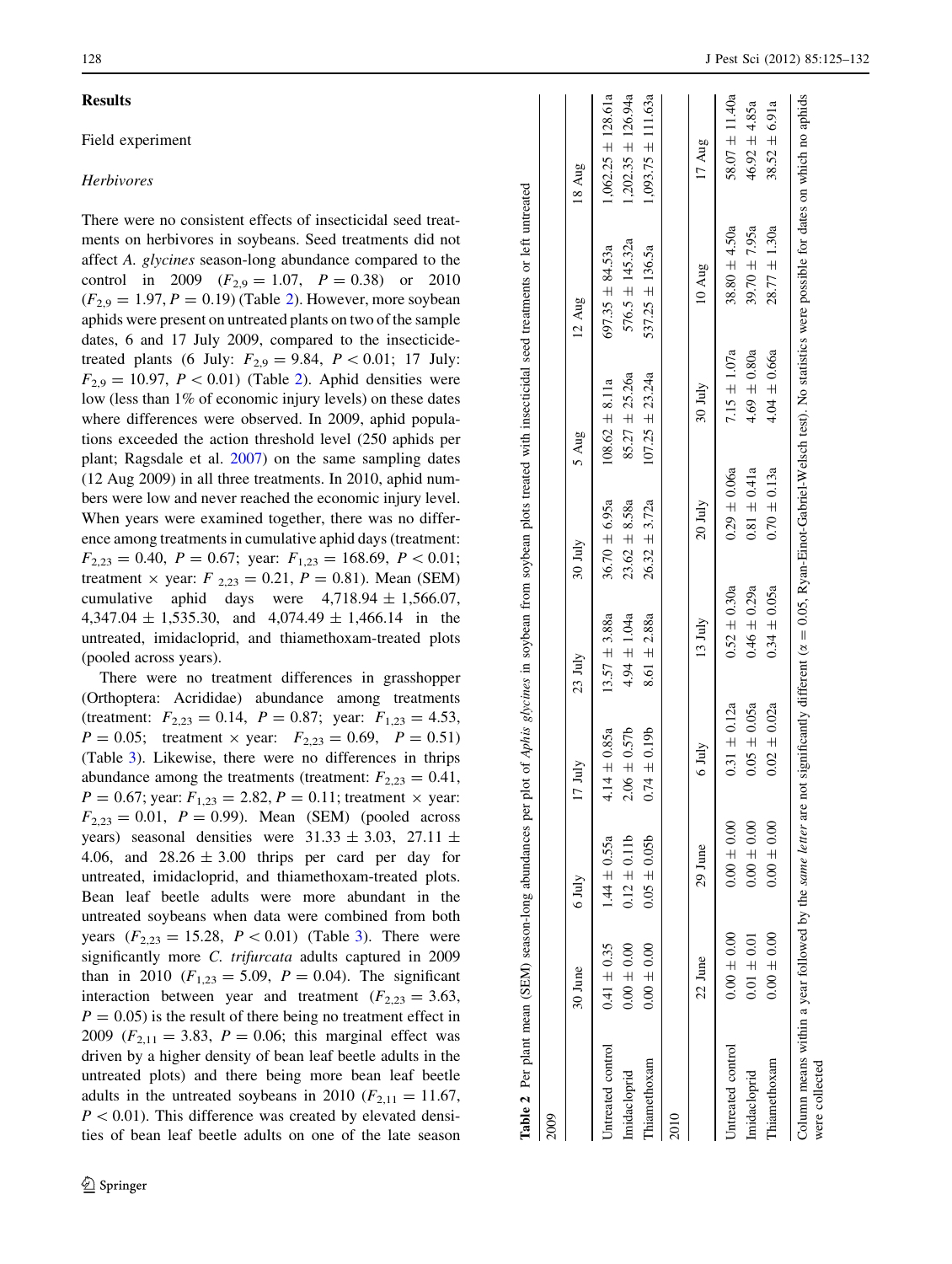## Results

### Field experiment

#### Herbivores

There were no consistent effects of insecticidal seed treatments on herbivores in soybeans. Seed treatments did not affect *A. glycines* season-long abundance compared to the control in 2009 ($F_{2,9} = 1.07$, $P = 0.38$) or 2010 ($F_{2,9} = 1.97, P = 0.19$) (Table 2). However, more soybean aphids were present on untreated plants on two of the sample dates, 6 and 17 July 2009, compared to the insecticide-treated plants (6 July: $F_{2,9} = 9.84$, $P < 0.01$; 17 July: $F_{2,9} = 10.97$, $P < 0.01$) (Table 2). Aphid densities were low (less than 1% of economic injury levels) on these dates where differences were observed. In 2009, aphid populations exceeded the action threshold level (250 aphids per plant; Ragsdale et al. 2007) on the same sampling dates (12 Aug 2009) in all three treatments. In 2010, aphid numbers were low and never reached the economic injury level. When years were examined together, there was no difference among treatments in cumulative aphid days (treatment: $F_{2,23} = 0.40$, $P = 0.67$; year: $F_{1,23} = 168.69$, $P < 0.01$; treatment × year: $F_{2,23} = 0.21$, $P = 0.81$). Mean (SEM) cumulative aphid days were 4,718.94 ± 1,566.07, 4,347.04 ± 1,535.30, and 4,074.49 ± 1,466.14 in the untreated, imidacloprid, and thiamethoxam-treated plots (pooled across years).

There were no treatment differences in grasshopper (Orthoptera: Acrididae) abundance among treatments (treatment: $F_{2,23} = 0.14$, $P = 0.87$; year: $F_{1,23} = 4.53$, $P = 0.05$; treatment × year: $F_{2,23} = 0.69$, $P = 0.51$) (Table 3). Likewise, there were no differences in thrips abundance among the treatments (treatment: $F_{2,23} = 0.41$, $P = 0.67$; year: $F_{1,23} = 2.82, P = 0.11$; treatment × year: $F_{2,23} = 0.01$, $P = 0.99$). Mean (SEM) (pooled across years) seasonal densities were 31.33 ± 3.03, 27.11 ± 4.06, and 28.26 ± 3.00 thrips per card per day for untreated, imidacloprid, and thiamethoxam-treated plots. Bean leaf beetle adults were more abundant in the untreated soybeans when data were combined from both years ($F_{2,23} = 15.28$, $P < 0.01$) (Table 3). There were significantly more *C. trifurcata* adults captured in 2009 than in 2010 ($F_{1,23} = 5.09$, $P = 0.04$). The significant interaction between year and treatment ($F_{2,23} = 3.63$, $P = 0.05$) is the result of there being no treatment effect in 2009 ($F_{2,11} = 3.83$, $P = 0.06$; this marginal effect was driven by a higher density of bean leaf beetle adults in the untreated plots) and there being more bean leaf beetle adults in the untreated soybeans in 2010 ($F_{2,11} = 11.67$, $P < 0.01$). This difference was created by elevated densities of bean leaf beetle adults on one of the late season

**Table 2** Per plant mean (SEM) season-long abundances per plot of *Aphis glycines* in soybean from soybean plots treated with insecticidal seed treatments or left untreated

| 2009 | 30 June | 6 July | 17 July | 23 July | 30 July | 5 Aug | 12 Aug | 18 Aug |
|---|---|---|---|---|---|---|---|---|
| Untreated control | 0.41 ± 0.35 | 1.44 ± 0.55a | 4.14 ± 0.85a | 13.57 ± 3.88a | 36.70 ± 6.95a | 108.62 ± 8.11a | 697.35 ± 84.53a | 1,062.25 ± 128.61a |
| Imidacloprid | 0.00 ± 0.00 | 0.12 ± 0.11b | 2.06 ± 0.57b | 4.94 ± 1.04a | 23.62 ± 8.58a | 85.27 ± 25.26a | 576.5 ± 145.32a | 1,202.35 ± 126.94a |
| Thiamethoxam | 0.00 ± 0.00 | 0.05 ± 0.05b | 0.74 ± 0.19b | 8.61 ± 2.88a | 26.32 ± 3.72a | 107.25 ± 23.24a | 537.25 ± 136.5a | 1,093.75 ± 111.63a |
| **2010** | **22 June** | **29 June** | **6 July** | **13 July** | **20 July** | **30 July** | **10 Aug** | **17 Aug** |
| Untreated control | 0.00 ± 0.00 | 0.00 ± 0.00 | 0.31 ± 0.12a | 0.52 ± 0.30a | 0.29 ± 0.06a | 7.15 ± 1.07a | 38.80 ± 4.50a | 58.07 ± 11.40a |
| Imidacloprid | 0.01 ± 0.01 | 0.00 ± 0.00 | 0.05 ± 0.05a | 0.46 ± 0.29a | 0.81 ± 0.41a | 4.69 ± 0.80a | 39.70 ± 7.95a | 46.92 ± 4.85a |
| Thiamethoxam | 0.00 ± 0.00 | 0.00 ± 0.00 | 0.02 ± 0.02a | 0.34 ± 0.05a | 0.70 ± 0.13a | 4.04 ± 0.66a | 28.77 ± 1.30a | 38.52 ± 6.91a |

Column means within a year followed by the *same letter* are not significantly different ($\alpha = 0.05$, Ryan-Einot-Gabriel-Welsch test). No statistics were possible for dates on which no aphids were collected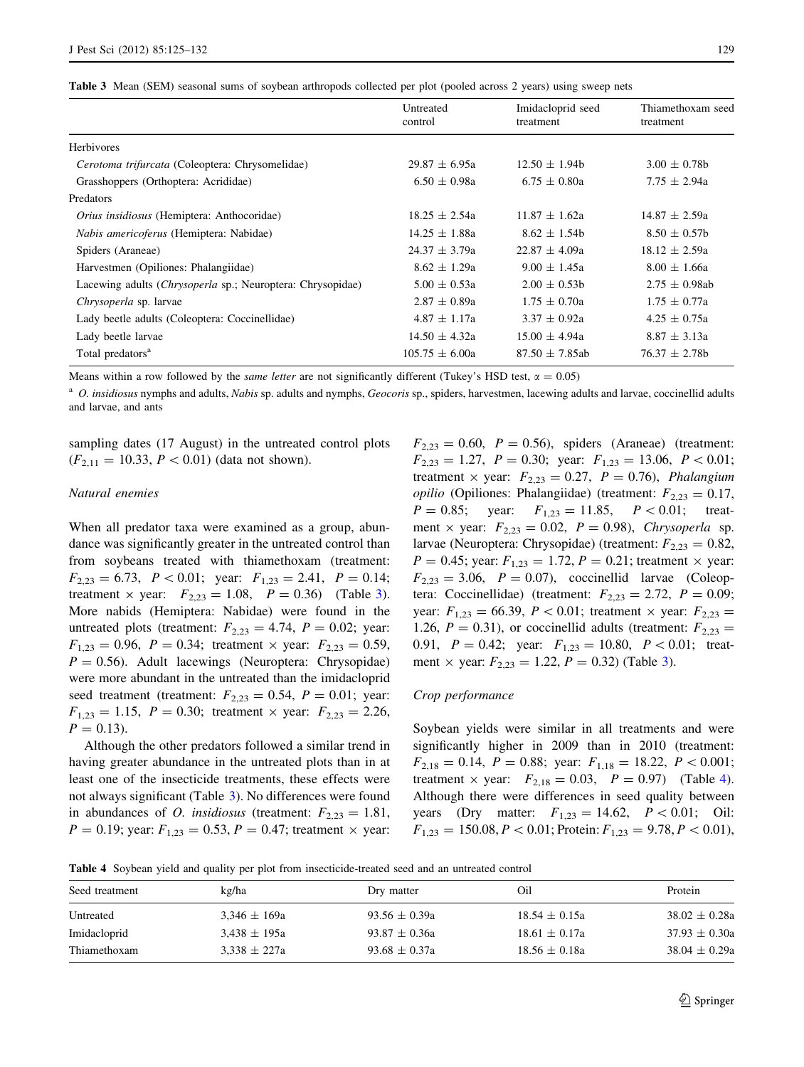Table 3 Mean (SEM) seasonal sums of soybean arthropods collected per plot (pooled across 2 years) using sweep nets

| | Untreated control | Imidacloprid seed treatment | Thiamethoxam seed treatment |
|---|---|---|---|
| Herbivores | | | |
| *Cerotoma trifurcata* (Coleoptera: Chrysomelidae) | 29.87 ± 6.95a | 12.50 ± 1.94b | 3.00 ± 0.78b |
| Grasshoppers (Orthoptera: Acrididae) | 6.50 ± 0.98a | 6.75 ± 0.80a | 7.75 ± 2.94a |
| Predators | | | |
| *Orius insidiosus* (Hemiptera: Anthocoridae) | 18.25 ± 2.54a | 11.87 ± 1.62a | 14.87 ± 2.59a |
| *Nabis americoferus* (Hemiptera: Nabidae) | 14.25 ± 1.88a | 8.62 ± 1.54b | 8.50 ± 0.57b |
| Spiders (Araneae) | 24.37 ± 3.79a | 22.87 ± 4.09a | 18.12 ± 2.59a |
| Harvestmen (Opiliones: Phalangiidae) | 8.62 ± 1.29a | 9.00 ± 1.45a | 8.00 ± 1.66a |
| Lacewing adults (*Chrysoperla* sp.; Neuroptera: Chrysopidae) | 5.00 ± 0.53a | 2.00 ± 0.53b | 2.75 ± 0.98ab |
| *Chrysoperla* sp. larvae | 2.87 ± 0.89a | 1.75 ± 0.70a | 1.75 ± 0.77a |
| Lady beetle adults (Coleoptera: Coccinellidae) | 4.87 ± 1.17a | 3.37 ± 0.92a | 4.25 ± 0.75a |
| Lady beetle larvae | 14.50 ± 4.32a | 15.00 ± 4.94a | 8.87 ± 3.13a |
| Total predators[a] | 105.75 ± 6.00a | 87.50 ± 7.85ab | 76.37 ± 2.78b |

Means within a row followed by the *same letter* are not significantly different (Tukey's HSD test, $\alpha = 0.05$)

[a] *O. insidiosus* nymphs and adults, *Nabis* sp. adults and nymphs, *Geocoris* sp., spiders, harvestmen, lacewing adults and larvae, coccinellid adults and larvae, and ants

sampling dates (17 August) in the untreated control plots ($F_{2,11} = 10.33$, $P < 0.01$) (data not shown).

### Natural enemies

When all predator taxa were examined as a group, abundance was significantly greater in the untreated control than from soybeans treated with thiamethoxam (treatment: $F_{2,23} = 6.73$, $P < 0.01$; year: $F_{1,23} = 2.41$, $P = 0.14$; treatment × year: $F_{2,23} = 1.08$, $P = 0.36$) (Table 3). More nabids (Hemiptera: Nabidae) were found in the untreated plots (treatment: $F_{2,23} = 4.74$, $P = 0.02$; year: $F_{1,23} = 0.96$, $P = 0.34$; treatment × year: $F_{2,23} = 0.59$, $P = 0.56$). Adult lacewings (Neuroptera: Chrysopidae) were more abundant in the untreated than the imidacloprid seed treatment (treatment: $F_{2,23} = 0.54$, $P = 0.01$; year: $F_{1,23} = 1.15$, $P = 0.30$; treatment × year: $F_{2,23} = 2.26$, $P = 0.13$).

Although the other predators followed a similar trend in having greater abundance in the untreated plots than in at least one of the insecticide treatments, these effects were not always significant (Table 3). No differences were found in abundances of *O. insidiosus* (treatment: $F_{2,23} = 1.81$, $P = 0.19$; year: $F_{1,23} = 0.53$, $P = 0.47$; treatment × year: $F_{2,23} = 0.60$, $P = 0.56$), spiders (Araneae) (treatment: $F_{2,23} = 1.27$, $P = 0.30$; year: $F_{1,23} = 13.06$, $P < 0.01$; treatment × year: $F_{2,23} = 0.27$, $P = 0.76$), *Phalangium opilio* (Opiliones: Phalangiidae) (treatment: $F_{2,23} = 0.17$, $P = 0.85$; year: $F_{1,23} = 11.85$, $P < 0.01$; treatment × year: $F_{2,23} = 0.02$, $P = 0.98$), *Chrysoperla* sp. larvae (Neuroptera: Chrysopidae) (treatment: $F_{2,23} = 0.82$, $P = 0.45$; year: $F_{1,23} = 1.72$, $P = 0.21$; treatment × year: $F_{2,23} = 3.06$, $P = 0.07$), coccinellid larvae (Coleoptera: Coccinellidae) (treatment: $F_{2,23} = 2.72$, $P = 0.09$; year: $F_{1,23} = 66.39$, $P < 0.01$; treatment × year: $F_{2,23} = 1.26$, $P = 0.31$), or coccinellid adults (treatment: $F_{2,23} = 0.91$, $P = 0.42$; year: $F_{1,23} = 10.80$, $P < 0.01$; treatment × year: $F_{2,23} = 1.22$, $P = 0.32$) (Table 3).

### Crop performance

Soybean yields were similar in all treatments and were significantly higher in 2009 than in 2010 (treatment: $F_{2,18} = 0.14$, $P = 0.88$; year: $F_{1,18} = 18.22$, $P < 0.001$; treatment × year: $F_{2,18} = 0.03$, $P = 0.97$) (Table 4). Although there were differences in seed quality between years (Dry matter: $F_{1,23} = 14.62$, $P < 0.01$; Oil: $F_{1,23} = 150.08$, $P < 0.01$; Protein: $F_{1,23} = 9.78$, $P < 0.01$),

Table 4 Soybean yield and quality per plot from insecticide-treated seed and an untreated control

| Seed treatment | kg/ha | Dry matter | Oil | Protein |
|---|---|---|---|---|
| Untreated | 3,346 ± 169a | 93.56 ± 0.39a | 18.54 ± 0.15a | 38.02 ± 0.28a |
| Imidacloprid | 3,438 ± 195a | 93.87 ± 0.36a | 18.61 ± 0.17a | 37.93 ± 0.30a |
| Thiamethoxam | 3,338 ± 227a | 93.68 ± 0.37a | 18.56 ± 0.18a | 38.04 ± 0.29a |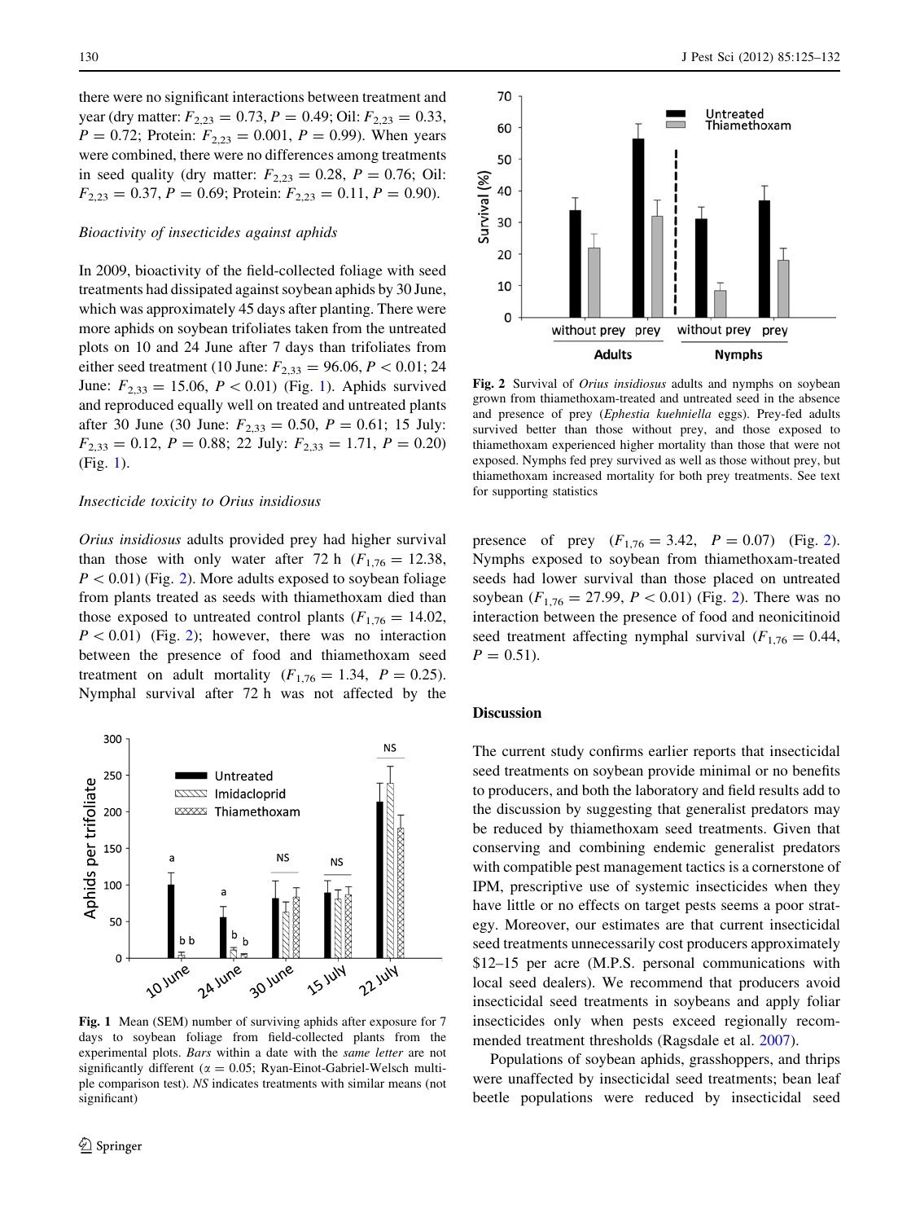there were no significant interactions between treatment and year (dry matter: $F_{2,23} = 0.73$, $P = 0.49$; Oil: $F_{2,23} = 0.33$, $P = 0.72$; Protein: $F_{2,23} = 0.001$, $P = 0.99$). When years were combined, there were no differences among treatments in seed quality (dry matter: $F_{2,23} = 0.28$, $P = 0.76$; Oil: $F_{2,23} = 0.37$, $P = 0.69$; Protein: $F_{2,23} = 0.11$, $P = 0.90$).

### *Bioactivity of insecticides against aphids*

In 2009, bioactivity of the field-collected foliage with seed treatments had dissipated against soybean aphids by 30 June, which was approximately 45 days after planting. There were more aphids on soybean trifoliates taken from the untreated plots on 10 and 24 June after 7 days than trifoliates from either seed treatment (10 June: $F_{2,33} = 96.06$, $P < 0.01$; 24 June: $F_{2,33} = 15.06$, $P < 0.01$) (Fig. 1). Aphids survived and reproduced equally well on treated and untreated plants after 30 June (30 June: $F_{2,33} = 0.50$, $P = 0.61$; 15 July: $F_{2,33} = 0.12$, $P = 0.88$; 22 July: $F_{2,33} = 1.71$, $P = 0.20$) (Fig. 1).

### *Insecticide toxicity to Orius insidiosus*

*Orius insidiosus* adults provided prey had higher survival than those with only water after 72 h ($F_{1,76} = 12.38$, $P < 0.01$) (Fig. 2). More adults exposed to soybean foliage from plants treated as seeds with thiamethoxam died than those exposed to untreated control plants ($F_{1,76} = 14.02$, $P < 0.01$) (Fig. 2); however, there was no interaction between the presence of food and thiamethoxam seed treatment on adult mortality ($F_{1,76} = 1.34$, $P = 0.25$). Nymphal survival after 72 h was not affected by the presence of prey ($F_{1,76} = 3.42$, $P = 0.07$) (Fig. 2). Nymphs exposed to soybean from thiamethoxam-treated seeds had lower survival than those placed on untreated soybean ($F_{1,76} = 27.99$, $P < 0.01$) (Fig. 2). There was no interaction between the presence of food and neonicitinoid seed treatment affecting nymphal survival ($F_{1,76} = 0.44$, $P = 0.51$).

**Fig. 1** Mean (SEM) number of surviving aphids after exposure for 7 days to soybean foliage from field-collected plants from the experimental plots. *Bars* within a date with the *same letter* are not significantly different ($\alpha = 0.05$; Ryan-Einot-Gabriel-Welsch multiple comparison test). *NS* indicates treatments with similar means (not significant)

**Fig. 2** Survival of *Orius insidiosus* adults and nymphs on soybean grown from thiamethoxam-treated and untreated seed in the absence and presence of prey (*Ephestia kuehniella* eggs). Prey-fed adults survived better than those without prey, and those exposed to thiamethoxam experienced higher mortality than those that were not exposed. Nymphs fed prey survived as well as those without prey, but thiamethoxam increased mortality for both prey treatments. See text for supporting statistics

## Discussion

The current study confirms earlier reports that insecticidal seed treatments on soybean provide minimal or no benefits to producers, and both the laboratory and field results add to the discussion by suggesting that generalist predators may be reduced by thiamethoxam seed treatments. Given that conserving and combining endemic generalist predators with compatible pest management tactics is a cornerstone of IPM, prescriptive use of systemic insecticides when they have little or no effects on target pests seems a poor strategy. Moreover, our estimates are that current insecticidal seed treatments unnecessarily cost producers approximately \$12–15 per acre (M.P.S. personal communications with local seed dealers). We recommend that producers avoid insecticidal seed treatments in soybeans and apply foliar insecticides only when pests exceed regionally recommended treatment thresholds (Ragsdale et al. 2007).

Populations of soybean aphids, grasshoppers, and thrips were unaffected by insecticidal seed treatments; bean leaf beetle populations were reduced by insecticidal seed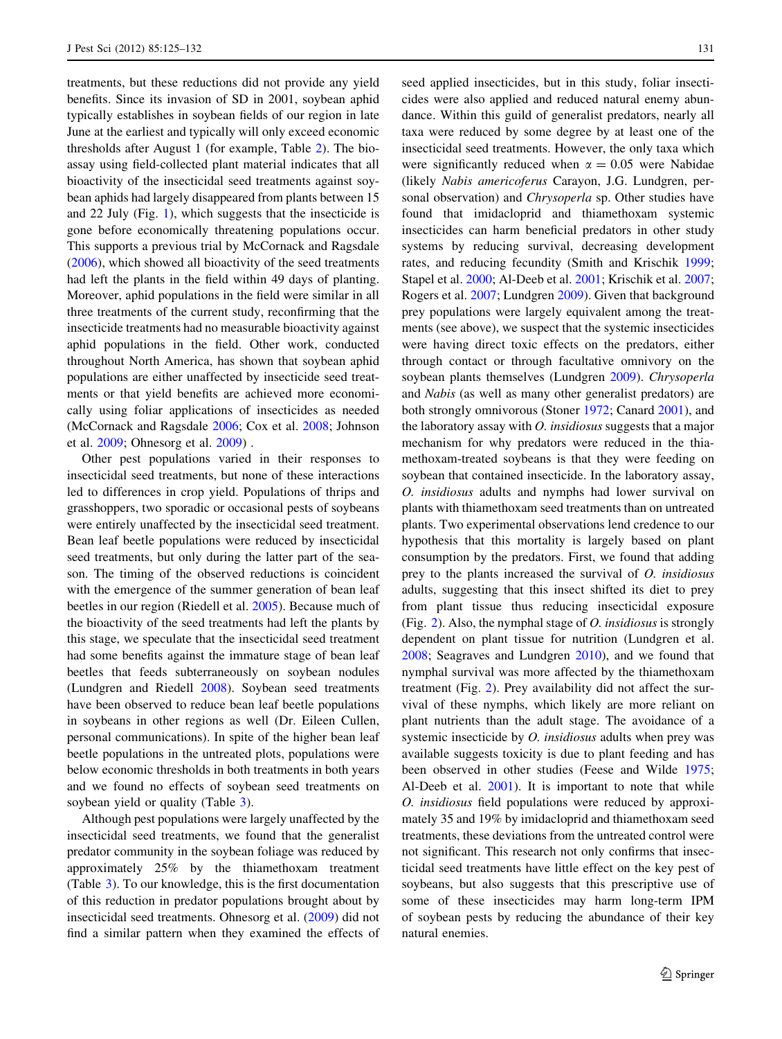treatments, but these reductions did not provide any yield benefits. Since its invasion of SD in 2001, soybean aphid typically establishes in soybean fields of our region in late June at the earliest and typically will only exceed economic thresholds after August 1 (for example, Table 2). The bioassay using field-collected plant material indicates that all bioactivity of the insecticidal seed treatments against soybean aphids had largely disappeared from plants between 15 and 22 July (Fig. 1), which suggests that the insecticide is gone before economically threatening populations occur. This supports a previous trial by McCornack and Ragsdale (2006), which showed all bioactivity of the seed treatments had left the plants in the field within 49 days of planting. Moreover, aphid populations in the field were similar in all three treatments of the current study, reconfirming that the insecticide treatments had no measurable bioactivity against aphid populations in the field. Other work, conducted throughout North America, has shown that soybean aphid populations are either unaffected by insecticide seed treatments or that yield benefits are achieved more economically using foliar applications of insecticides as needed (McCornack and Ragsdale 2006; Cox et al. 2008; Johnson et al. 2009; Ohnesorg et al. 2009) .

Other pest populations varied in their responses to insecticidal seed treatments, but none of these interactions led to differences in crop yield. Populations of thrips and grasshoppers, two sporadic or occasional pests of soybeans were entirely unaffected by the insecticidal seed treatment. Bean leaf beetle populations were reduced by insecticidal seed treatments, but only during the latter part of the season. The timing of the observed reductions is coincident with the emergence of the summer generation of bean leaf beetles in our region (Riedell et al. 2005). Because much of the bioactivity of the seed treatments had left the plants by this stage, we speculate that the insecticidal seed treatment had some benefits against the immature stage of bean leaf beetles that feeds subterraneously on soybean nodules (Lundgren and Riedell 2008). Soybean seed treatments have been observed to reduce bean leaf beetle populations in soybeans in other regions as well (Dr. Eileen Cullen, personal communications). In spite of the higher bean leaf beetle populations in the untreated plots, populations were below economic thresholds in both treatments in both years and we found no effects of soybean seed treatments on soybean yield or quality (Table 3).

Although pest populations were largely unaffected by the insecticidal seed treatments, we found that the generalist predator community in the soybean foliage was reduced by approximately 25% by the thiamethoxam treatment (Table 3). To our knowledge, this is the first documentation of this reduction in predator populations brought about by insecticidal seed treatments. Ohnesorg et al. (2009) did not find a similar pattern when they examined the effects of seed applied insecticides, but in this study, foliar insecticides were also applied and reduced natural enemy abundance. Within this guild of generalist predators, nearly all taxa were reduced by some degree by at least one of the insecticidal seed treatments. However, the only taxa which were significantly reduced when $\alpha = 0.05$ were Nabidae (likely *Nabis americoferus* Carayon, J.G. Lundgren, personal observation) and *Chrysoperla* sp. Other studies have found that imidacloprid and thiamethoxam systemic insecticides can harm beneficial predators in other study systems by reducing survival, decreasing development rates, and reducing fecundity (Smith and Krischik 1999; Stapel et al. 2000; Al-Deeb et al. 2001; Krischik et al. 2007; Rogers et al. 2007; Lundgren 2009). Given that background prey populations were largely equivalent among the treatments (see above), we suspect that the systemic insecticides were having direct toxic effects on the predators, either through contact or through facultative omnivory on the soybean plants themselves (Lundgren 2009). *Chrysoperla* and *Nabis* (as well as many other generalist predators) are both strongly omnivorous (Stoner 1972; Canard 2001), and the laboratory assay with *O. insidiosus* suggests that a major mechanism for why predators were reduced in the thiamethoxam-treated soybeans is that they were feeding on soybean that contained insecticide. In the laboratory assay, *O. insidiosus* adults and nymphs had lower survival on plants with thiamethoxam seed treatments than on untreated plants. Two experimental observations lend credence to our hypothesis that this mortality is largely based on plant consumption by the predators. First, we found that adding prey to the plants increased the survival of *O. insidiosus* adults, suggesting that this insect shifted its diet to prey from plant tissue thus reducing insecticidal exposure (Fig. 2). Also, the nymphal stage of *O. insidiosus* is strongly dependent on plant tissue for nutrition (Lundgren et al. 2008; Seagraves and Lundgren 2010), and we found that nymphal survival was more affected by the thiamethoxam treatment (Fig. 2). Prey availability did not affect the survival of these nymphs, which likely are more reliant on plant nutrients than the adult stage. The avoidance of a systemic insecticide by *O. insidiosus* adults when prey was available suggests toxicity is due to plant feeding and has been observed in other studies (Feese and Wilde 1975; Al-Deeb et al. 2001). It is important to note that while *O. insidiosus* field populations were reduced by approximately 35 and 19% by imidacloprid and thiamethoxam seed treatments, these deviations from the untreated control were not significant. This research not only confirms that insecticidal seed treatments have little effect on the key pest of soybeans, but also suggests that this prescriptive use of some of these insecticides may harm long-term IPM of soybean pests by reducing the abundance of their key natural enemies.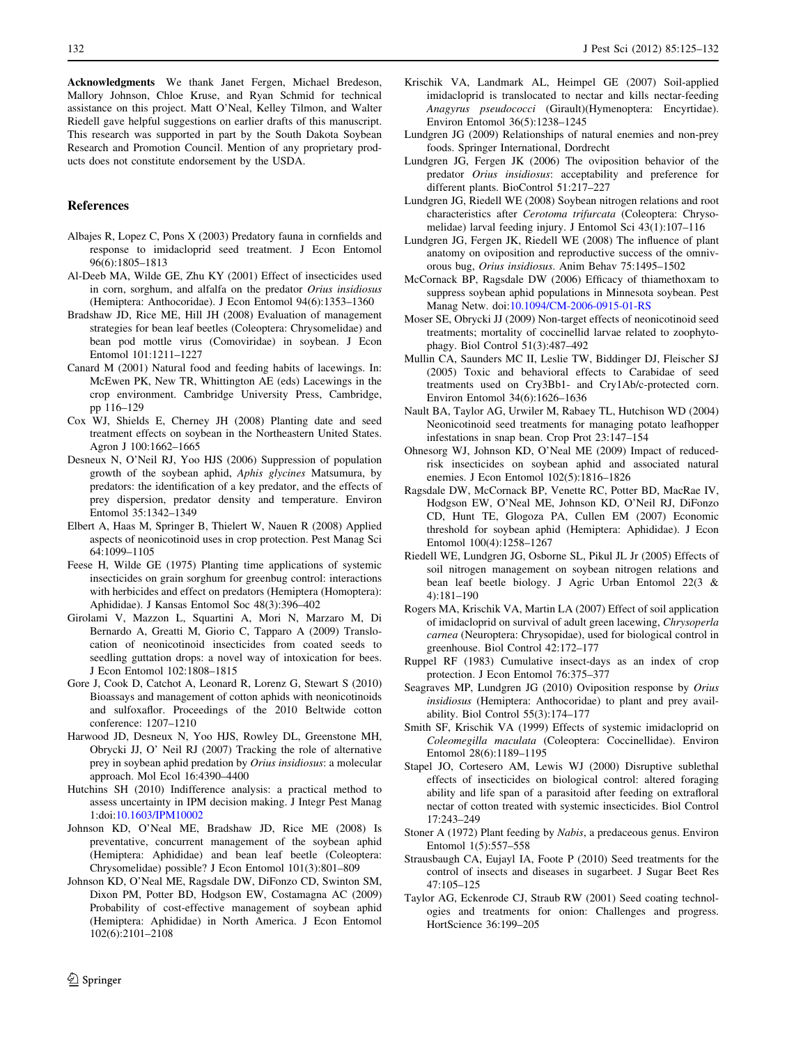**Acknowledgments** We thank Janet Fergen, Michael Bredeson, Mallory Johnson, Chloe Kruse, and Ryan Schmid for technical assistance on this project. Matt O'Neal, Kelley Tilmon, and Walter Riedell gave helpful suggestions on earlier drafts of this manuscript. This research was supported in part by the South Dakota Soybean Research and Promotion Council. Mention of any proprietary products does not constitute endorsement by the USDA.

## References

Albajes R, Lopez C, Pons X (2003) Predatory fauna in cornfields and response to imidacloprid seed treatment. J Econ Entomol 96(6):1805–1813

Al-Deeb MA, Wilde GE, Zhu KY (2001) Effect of insecticides used in corn, sorghum, and alfalfa on the predator *Orius insidiosus* (Hemiptera: Anthocoridae). J Econ Entomol 94(6):1353–1360

Bradshaw JD, Rice ME, Hill JH (2008) Evaluation of management strategies for bean leaf beetles (Coleoptera: Chrysomelidae) and bean pod mottle virus (Comoviridae) in soybean. J Econ Entomol 101:1211–1227

Canard M (2001) Natural food and feeding habits of lacewings. In: McEwen PK, New TR, Whittington AE (eds) Lacewings in the crop environment. Cambridge University Press, Cambridge, pp 116–129

Cox WJ, Shields E, Cherney JH (2008) Planting date and seed treatment effects on soybean in the Northeastern United States. Agron J 100:1662–1665

Desneux N, O'Neil RJ, Yoo HJS (2006) Suppression of population growth of the soybean aphid, *Aphis glycines* Matsumura, by predators: the identification of a key predator, and the effects of prey dispersion, predator density and temperature. Environ Entomol 35:1342–1349

Elbert A, Haas M, Springer B, Thielert W, Nauen R (2008) Applied aspects of neonicotinoid uses in crop protection. Pest Manag Sci 64:1099–1105

Feese H, Wilde GE (1975) Planting time applications of systemic insecticides on grain sorghum for greenbug control: interactions with herbicides and effect on predators (Hemiptera (Homoptera): Aphididae). J Kansas Entomol Soc 48(3):396–402

Girolami V, Mazzon L, Squartini A, Mori N, Marzaro M, Di Bernardo A, Greatti M, Giorio C, Tapparo A (2009) Translocation of neonicotinoid insecticides from coated seeds to seedling guttation drops: a novel way of intoxication for bees. J Econ Entomol 102:1808–1815

Gore J, Cook D, Catchot A, Leonard R, Lorenz G, Stewart S (2010) Bioassays and management of cotton aphids with neonicotinoids and sulfoxaflor. Proceedings of the 2010 Beltwide cotton conference: 1207–1210

Harwood JD, Desneux N, Yoo HJS, Rowley DL, Greenstone MH, Obrycki JJ, O' Neil RJ (2007) Tracking the role of alternative prey in soybean aphid predation by *Orius insidiosus*: a molecular approach. Mol Ecol 16:4390–4400

Hutchins SH (2010) Indifference analysis: a practical method to assess uncertainty in IPM decision making. J Integr Pest Manag 1:doi:10.1603/IPM10002

Johnson KD, O'Neal ME, Bradshaw JD, Rice ME (2008) Is preventative, concurrent management of the soybean aphid (Hemiptera: Aphididae) and bean leaf beetle (Coleoptera: Chrysomelidae) possible? J Econ Entomol 101(3):801–809

Johnson KD, O'Neal ME, Ragsdale DW, DiFonzo CD, Swinton SM, Dixon PM, Potter BD, Hodgson EW, Costamagna AC (2009) Probability of cost-effective management of soybean aphid (Hemiptera: Aphididae) in North America. J Econ Entomol 102(6):2101–2108

Krischik VA, Landmark AL, Heimpel GE (2007) Soil-applied imidacloprid is translocated to nectar and kills nectar-feeding *Anagyrus pseudococci* (Girault)(Hymenoptera: Encyrtidae). Environ Entomol 36(5):1238–1245

Lundgren JG (2009) Relationships of natural enemies and non-prey foods. Springer International, Dordrecht

Lundgren JG, Fergen JK (2006) The oviposition behavior of the predator *Orius insidiosus*: acceptability and preference for different plants. BioControl 51:217–227

Lundgren JG, Riedell WE (2008) Soybean nitrogen relations and root characteristics after *Cerotoma trifurcata* (Coleoptera: Chrysomelidae) larval feeding injury. J Entomol Sci 43(1):107–116

Lundgren JG, Fergen JK, Riedell WE (2008) The influence of plant anatomy on oviposition and reproductive success of the omnivorous bug, *Orius insidiosus*. Anim Behav 75:1495–1502

McCornack BP, Ragsdale DW (2006) Efficacy of thiamethoxam to suppress soybean aphid populations in Minnesota soybean. Pest Manag Netw. doi:10.1094/CM-2006-0915-01-RS

Moser SE, Obrycki JJ (2009) Non-target effects of neonicotinoid seed treatments; mortality of coccinellid larvae related to zoophytophagy. Biol Control 51(3):487–492

Mullin CA, Saunders MC II, Leslie TW, Biddinger DJ, Fleischer SJ (2005) Toxic and behavioral effects to Carabidae of seed treatments used on Cry3Bb1- and Cry1Ab/c-protected corn. Environ Entomol 34(6):1626–1636

Nault BA, Taylor AG, Urwiler M, Rabaey TL, Hutchison WD (2004) Neonicotinoid seed treatments for managing potato leafhopper infestations in snap bean. Crop Prot 23:147–154

Ohnesorg WJ, Johnson KD, O'Neal ME (2009) Impact of reduced-risk insecticides on soybean aphid and associated natural enemies. J Econ Entomol 102(5):1816–1826

Ragsdale DW, McCornack BP, Venette RC, Potter BD, MacRae IV, Hodgson EW, O'Neal ME, Johnson KD, O'Neil RJ, DiFonzo CD, Hunt TE, Glogoza PA, Cullen EM (2007) Economic threshold for soybean aphid (Hemiptera: Aphididae). J Econ Entomol 100(4):1258–1267

Riedell WE, Lundgren JG, Osborne SL, Pikul JL Jr (2005) Effects of soil nitrogen management on soybean nitrogen relations and bean leaf beetle biology. J Agric Urban Entomol 22(3 & 4):181–190

Rogers MA, Krischik VA, Martin LA (2007) Effect of soil application of imidacloprid on survival of adult green lacewing, *Chrysoperla carnea* (Neuroptera: Chrysopidae), used for biological control in greenhouse. Biol Control 42:172–177

Ruppel RF (1983) Cumulative insect-days as an index of crop protection. J Econ Entomol 76:375–377

Seagraves MP, Lundgren JG (2010) Oviposition response by *Orius insidiosus* (Hemiptera: Anthocoridae) to plant and prey availability. Biol Control 55(3):174–177

Smith SF, Krischik VA (1999) Effects of systemic imidacloprid on *Coleomegilla maculata* (Coleoptera: Coccinellidae). Environ Entomol 28(6):1189–1195

Stapel JO, Cortesero AM, Lewis WJ (2000) Disruptive sublethal effects of insecticides on biological control: altered foraging ability and life span of a parasitoid after feeding on extrafloral nectar of cotton treated with systemic insecticides. Biol Control 17:243–249

Stoner A (1972) Plant feeding by *Nabis*, a predaceous genus. Environ Entomol 1(5):557–558

Strausbaugh CA, Eujayl IA, Foote P (2010) Seed treatments for the control of insects and diseases in sugarbeet. J Sugar Beet Res 47:105–125

Taylor AG, Eckenrode CJ, Straub RW (2001) Seed coating technologies and treatments for onion: Challenges and progress. HortScience 36:199–205